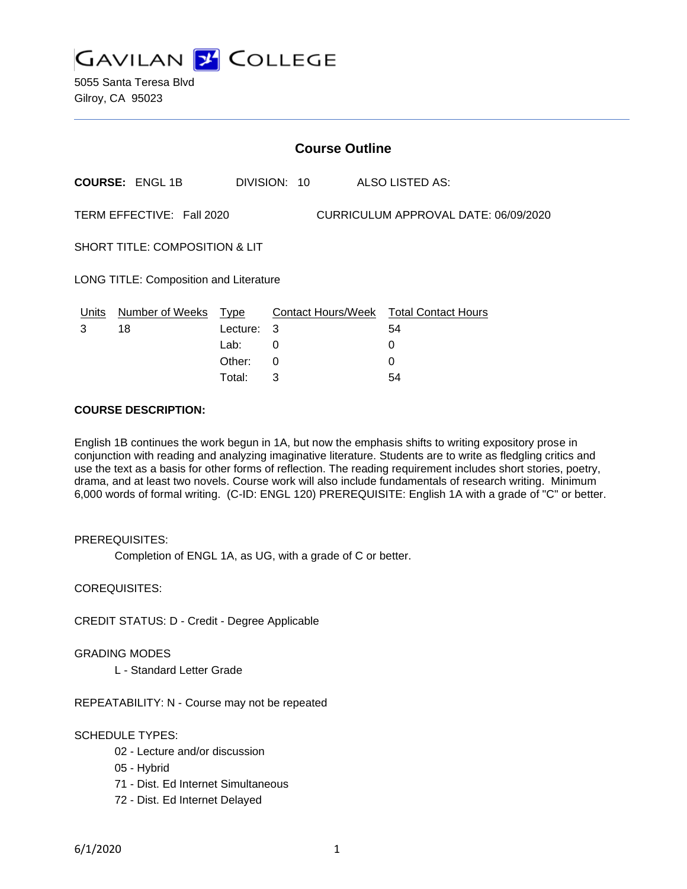# GAVILAN COLLEGE

5055 Santa Teresa Blvd
Gilroy, CA 95023

---

## Course Outline

**COURSE:** ENGL 1B DIVISION: 10 ALSO LISTED AS:

TERM EFFECTIVE: Fall 2020 CURRICULUM APPROVAL DATE: 06/09/2020

SHORT TITLE: COMPOSITION & LIT

LONG TITLE: Composition and Literature

| Units | Number of Weeks | Type | Contact Hours/Week | Total Contact Hours |
|---|---|---|---|---|
| 3 | 18 | Lecture: | 3 | 54 |
| | | Lab: | 0 | 0 |
| | | Other: | 0 | 0 |
| | | Total: | 3 | 54 |

**COURSE DESCRIPTION:**

English 1B continues the work begun in 1A, but now the emphasis shifts to writing expository prose in conjunction with reading and analyzing imaginative literature. Students are to write as fledgling critics and use the text as a basis for other forms of reflection. The reading requirement includes short stories, poetry, drama, and at least two novels. Course work will also include fundamentals of research writing. Minimum 6,000 words of formal writing. (C-ID: ENGL 120) PREREQUISITE: English 1A with a grade of "C" or better.

PREREQUISITES:

Completion of ENGL 1A, as UG, with a grade of C or better.

COREQUISITES:

CREDIT STATUS: D - Credit - Degree Applicable

GRADING MODES

L - Standard Letter Grade

REPEATABILITY: N - Course may not be repeated

SCHEDULE TYPES:

02 - Lecture and/or discussion

05 - Hybrid

71 - Dist. Ed Internet Simultaneous

72 - Dist. Ed Internet Delayed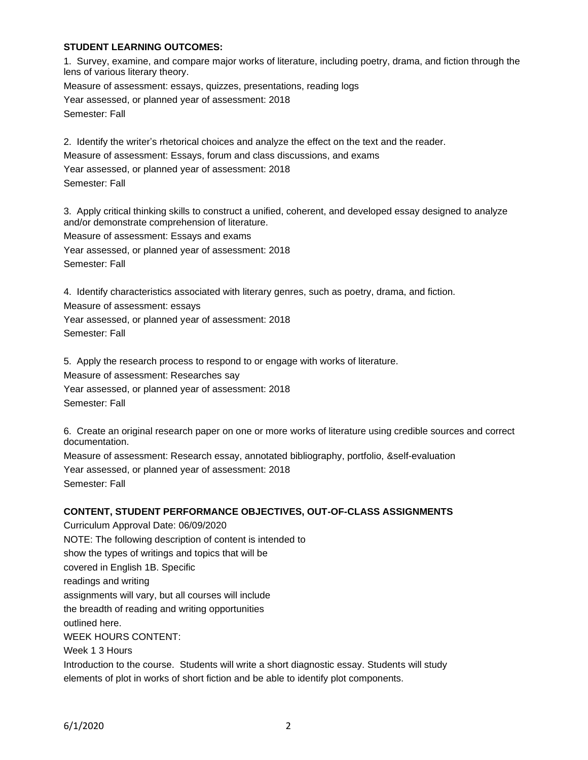**STUDENT LEARNING OUTCOMES:**

1. Survey, examine, and compare major works of literature, including poetry, drama, and fiction through the lens of various literary theory.

Measure of assessment: essays, quizzes, presentations, reading logs

Year assessed, or planned year of assessment: 2018

Semester: Fall

2. Identify the writer's rhetorical choices and analyze the effect on the text and the reader.

Measure of assessment: Essays, forum and class discussions, and exams

Year assessed, or planned year of assessment: 2018

Semester: Fall

3. Apply critical thinking skills to construct a unified, coherent, and developed essay designed to analyze and/or demonstrate comprehension of literature.

Measure of assessment: Essays and exams

Year assessed, or planned year of assessment: 2018

Semester: Fall

4. Identify characteristics associated with literary genres, such as poetry, drama, and fiction.

Measure of assessment: essays

Year assessed, or planned year of assessment: 2018

Semester: Fall

5. Apply the research process to respond to or engage with works of literature.

Measure of assessment: Researches say

Year assessed, or planned year of assessment: 2018

Semester: Fall

6. Create an original research paper on one or more works of literature using credible sources and correct documentation.

Measure of assessment: Research essay, annotated bibliography, portfolio, &self-evaluation

Year assessed, or planned year of assessment: 2018

Semester: Fall

**CONTENT, STUDENT PERFORMANCE OBJECTIVES, OUT-OF-CLASS ASSIGNMENTS**

Curriculum Approval Date: 06/09/2020

NOTE: The following description of content is intended to
show the types of writings and topics that will be
covered in English 1B. Specific
readings and writing
assignments will vary, but all courses will include
the breadth of reading and writing opportunities
outlined here.

WEEK HOURS CONTENT:

Week 1 3 Hours

Introduction to the course. Students will write a short diagnostic essay. Students will study elements of plot in works of short fiction and be able to identify plot components.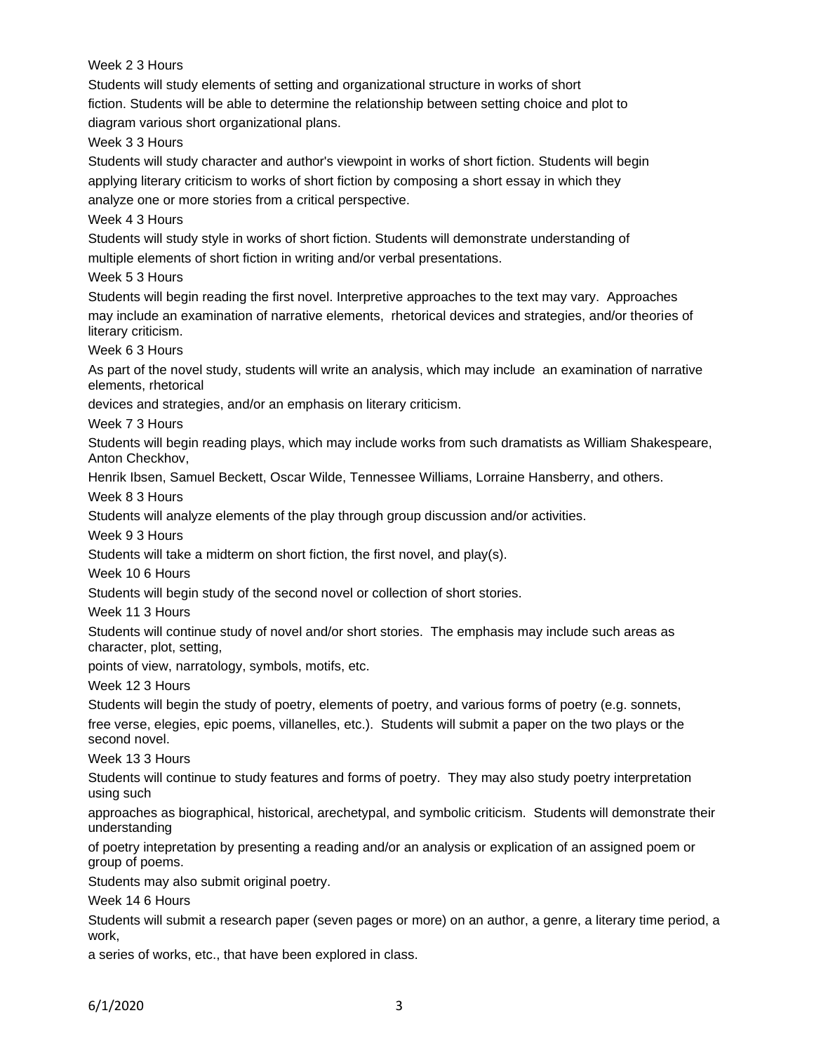Week 2 3 Hours

Students will study elements of setting and organizational structure in works of short fiction. Students will be able to determine the relationship between setting choice and plot to diagram various short organizational plans.

Week 3 3 Hours

Students will study character and author's viewpoint in works of short fiction. Students will begin applying literary criticism to works of short fiction by composing a short essay in which they analyze one or more stories from a critical perspective.

Week 4 3 Hours

Students will study style in works of short fiction. Students will demonstrate understanding of multiple elements of short fiction in writing and/or verbal presentations.

Week 5 3 Hours

Students will begin reading the first novel. Interpretive approaches to the text may vary. Approaches may include an examination of narrative elements, rhetorical devices and strategies, and/or theories of literary criticism.

Week 6 3 Hours

As part of the novel study, students will write an analysis, which may include an examination of narrative elements, rhetorical devices and strategies, and/or an emphasis on literary criticism.

Week 7 3 Hours

Students will begin reading plays, which may include works from such dramatists as William Shakespeare, Anton Checkhov, Henrik Ibsen, Samuel Beckett, Oscar Wilde, Tennessee Williams, Lorraine Hansberry, and others.

Week 8 3 Hours

Students will analyze elements of the play through group discussion and/or activities.

Week 9 3 Hours

Students will take a midterm on short fiction, the first novel, and play(s).

Week 10 6 Hours

Students will begin study of the second novel or collection of short stories.

Week 11 3 Hours

Students will continue study of novel and/or short stories. The emphasis may include such areas as character, plot, setting, points of view, narratology, symbols, motifs, etc.

Week 12 3 Hours

Students will begin the study of poetry, elements of poetry, and various forms of poetry (e.g. sonnets, free verse, elegies, epic poems, villanelles, etc.). Students will submit a paper on the two plays or the second novel.

Week 13 3 Hours

Students will continue to study features and forms of poetry. They may also study poetry interpretation using such approaches as biographical, historical, arechetypal, and symbolic criticism. Students will demonstrate their understanding of poetry intepretation by presenting a reading and/or an analysis or explication of an assigned poem or group of poems.

Students may also submit original poetry.

Week 14 6 Hours

Students will submit a research paper (seven pages or more) on an author, a genre, a literary time period, a work, a series of works, etc., that have been explored in class.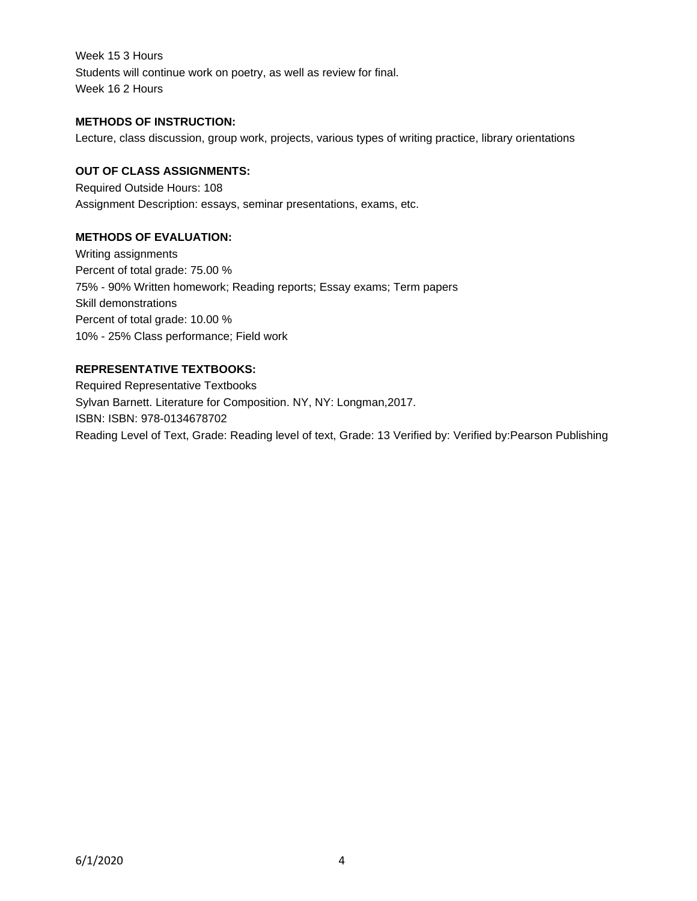Week 15 3 Hours
Students will continue work on poetry, as well as review for final.
Week 16 2 Hours

**METHODS OF INSTRUCTION:**
Lecture, class discussion, group work, projects, various types of writing practice, library orientations

**OUT OF CLASS ASSIGNMENTS:**
Required Outside Hours: 108
Assignment Description: essays, seminar presentations, exams, etc.

**METHODS OF EVALUATION:**
Writing assignments
Percent of total grade: 75.00 %
75% - 90% Written homework; Reading reports; Essay exams; Term papers
Skill demonstrations
Percent of total grade: 10.00 %
10% - 25% Class performance; Field work

**REPRESENTATIVE TEXTBOOKS:**
Required Representative Textbooks
Sylvan Barnett. Literature for Composition. NY, NY: Longman,2017.
ISBN: ISBN: 978-0134678702
Reading Level of Text, Grade: Reading level of text, Grade: 13 Verified by: Verified by:Pearson Publishing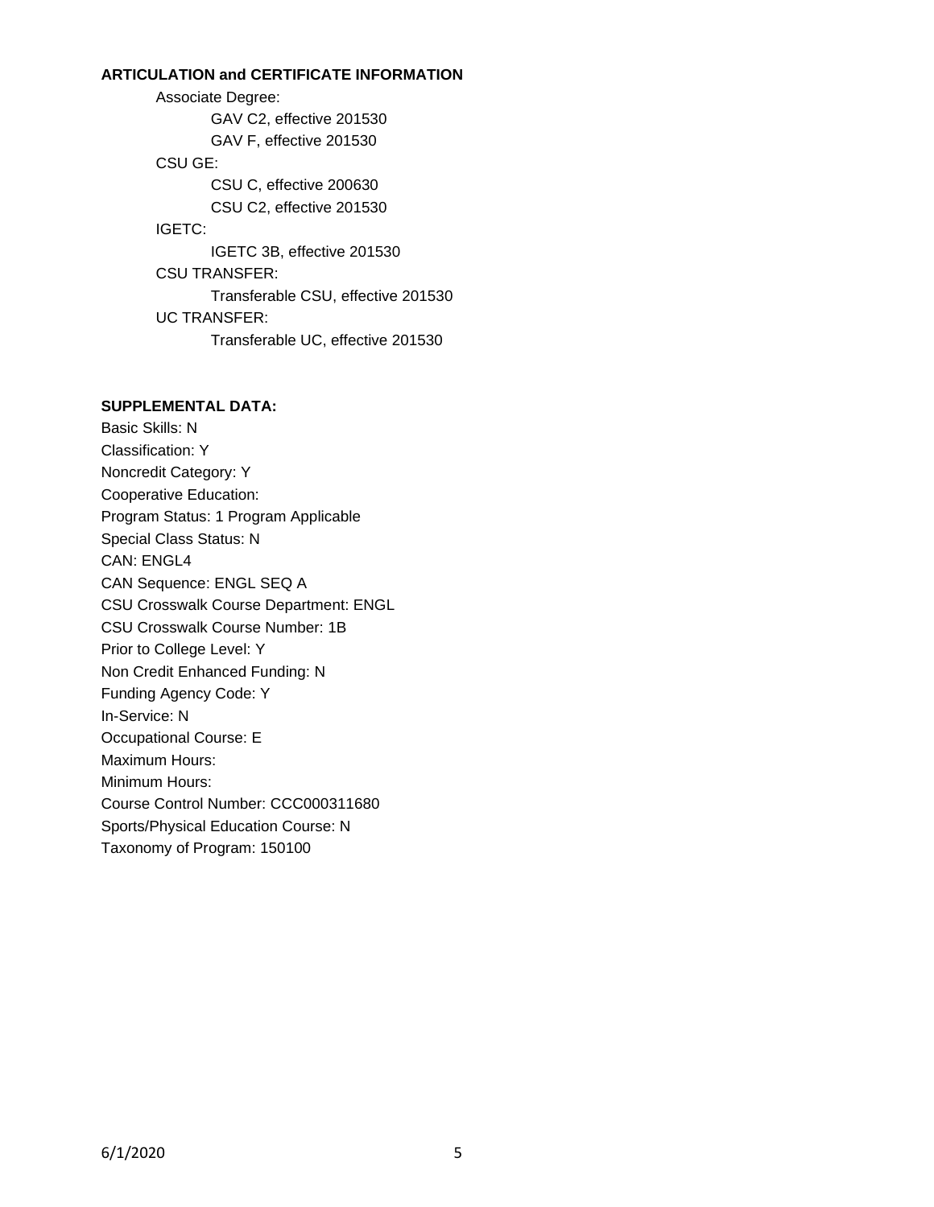**ARTICULATION and CERTIFICATE INFORMATION**

Associate Degree:

- GAV C2, effective 201530
- GAV F, effective 201530

CSU GE:

- CSU C, effective 200630
- CSU C2, effective 201530

IGETC:

- IGETC 3B, effective 201530

CSU TRANSFER:

- Transferable CSU, effective 201530

UC TRANSFER:

- Transferable UC, effective 201530

**SUPPLEMENTAL DATA:**

Basic Skills: N
Classification: Y
Noncredit Category: Y
Cooperative Education:
Program Status: 1 Program Applicable
Special Class Status: N
CAN: ENGL4
CAN Sequence: ENGL SEQ A
CSU Crosswalk Course Department: ENGL
CSU Crosswalk Course Number: 1B
Prior to College Level: Y
Non Credit Enhanced Funding: N
Funding Agency Code: Y
In-Service: N
Occupational Course: E
Maximum Hours:
Minimum Hours:
Course Control Number: CCC000311680
Sports/Physical Education Course: N
Taxonomy of Program: 150100